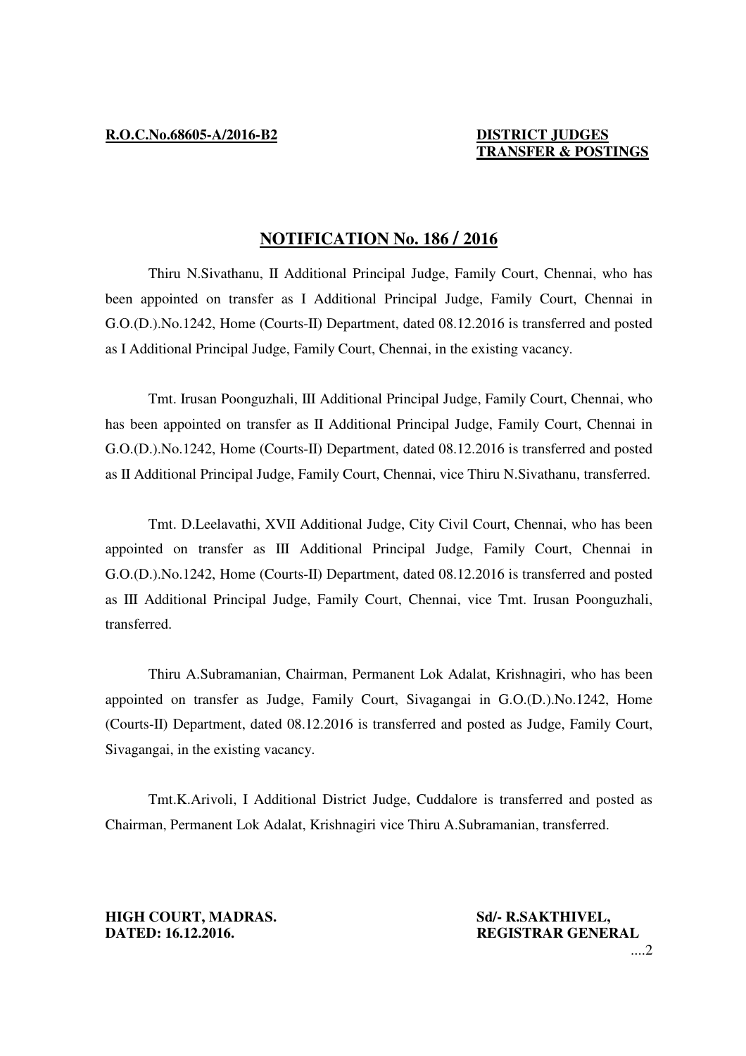**R.O.C.No.68605-A/2016-B2**

**DISTRICT JUDGES**
**TRANSFER & POSTINGS**

## NOTIFICATION No. 186 / 2016

Thiru N.Sivathanu, II Additional Principal Judge, Family Court, Chennai, who has been appointed on transfer as I Additional Principal Judge, Family Court, Chennai in G.O.(D.).No.1242, Home (Courts-II) Department, dated 08.12.2016 is transferred and posted as I Additional Principal Judge, Family Court, Chennai, in the existing vacancy.

Tmt. Irusan Poonguzhali, III Additional Principal Judge, Family Court, Chennai, who has been appointed on transfer as II Additional Principal Judge, Family Court, Chennai in G.O.(D.).No.1242, Home (Courts-II) Department, dated 08.12.2016 is transferred and posted as II Additional Principal Judge, Family Court, Chennai, vice Thiru N.Sivathanu, transferred.

Tmt. D.Leelavathi, XVII Additional Judge, City Civil Court, Chennai, who has been appointed on transfer as III Additional Principal Judge, Family Court, Chennai in G.O.(D.).No.1242, Home (Courts-II) Department, dated 08.12.2016 is transferred and posted as III Additional Principal Judge, Family Court, Chennai, vice Tmt. Irusan Poonguzhali, transferred.

Thiru A.Subramanian, Chairman, Permanent Lok Adalat, Krishnagiri, who has been appointed on transfer as Judge, Family Court, Sivagangai in G.O.(D.).No.1242, Home (Courts-II) Department, dated 08.12.2016 is transferred and posted as Judge, Family Court, Sivagangai, in the existing vacancy.

Tmt.K.Arivoli, I Additional District Judge, Cuddalore is transferred and posted as Chairman, Permanent Lok Adalat, Krishnagiri vice Thiru A.Subramanian, transferred.

**HIGH COURT, MADRAS.**
**DATED: 16.12.2016.**

**Sd/- R.SAKTHIVEL,**
**REGISTRAR GENERAL**

....2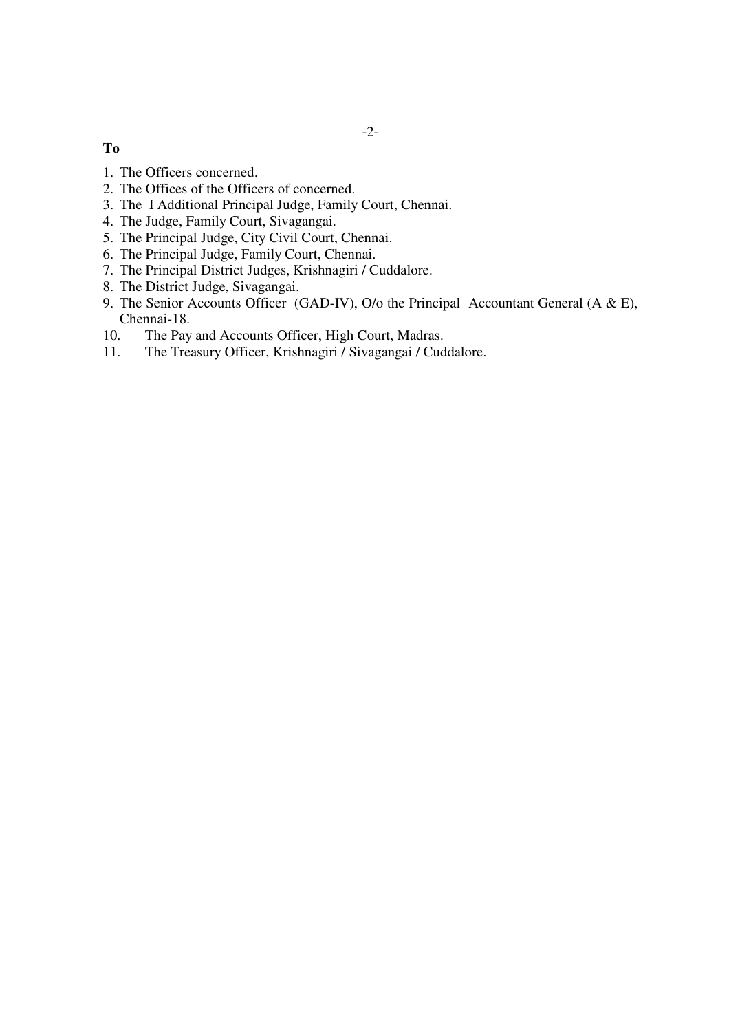**To**

1. The Officers concerned.
2. The Offices of the Officers of concerned.
3. The I Additional Principal Judge, Family Court, Chennai.
4. The Judge, Family Court, Sivagangai.
5. The Principal Judge, City Civil Court, Chennai.
6. The Principal Judge, Family Court, Chennai.
7. The Principal District Judges, Krishnagiri / Cuddalore.
8. The District Judge, Sivagangai.
9. The Senior Accounts Officer (GAD-IV), O/o the Principal Accountant General (A & E), Chennai-18.
10. The Pay and Accounts Officer, High Court, Madras.
11. The Treasury Officer, Krishnagiri / Sivagangai / Cuddalore.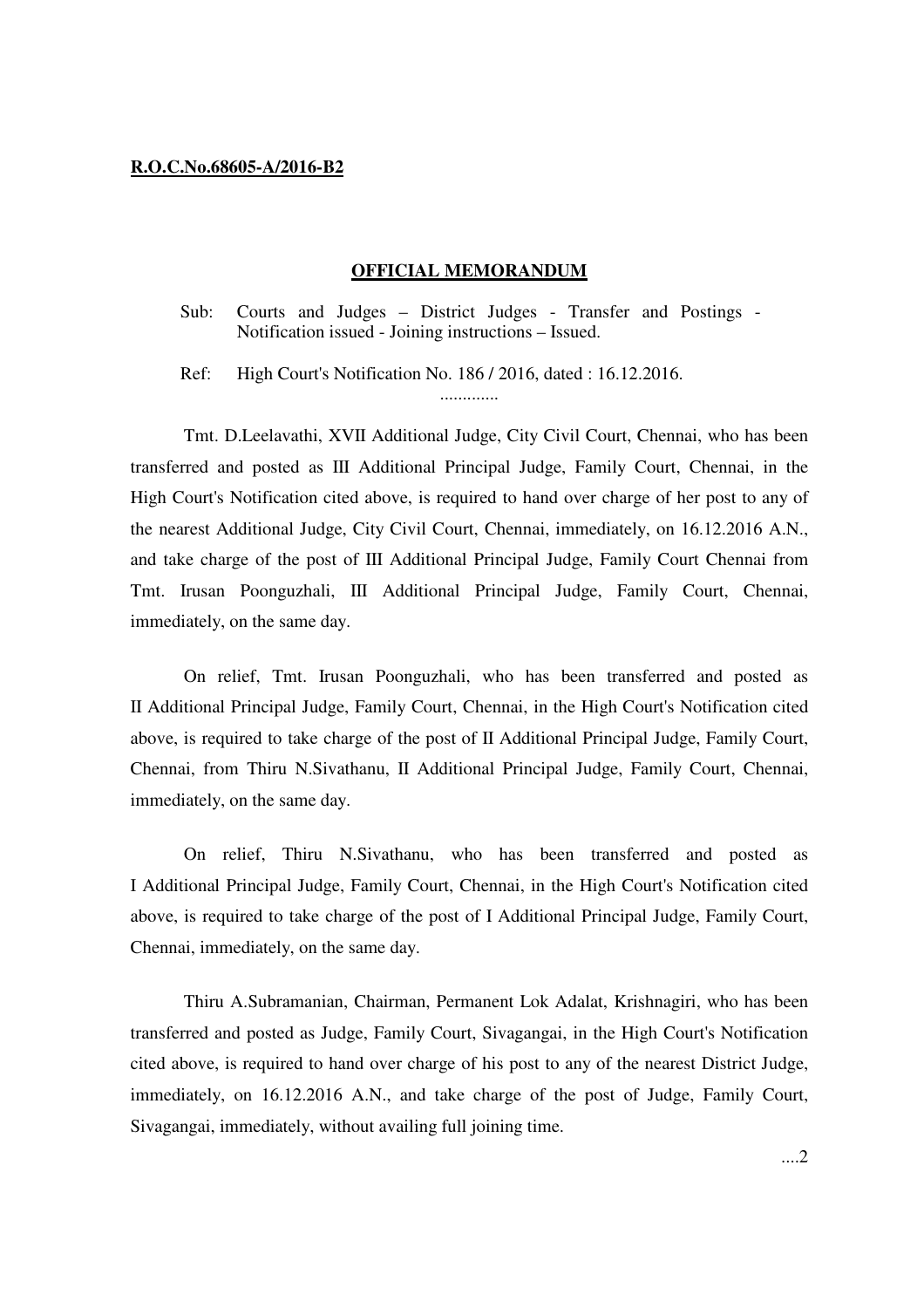**R.O.C.No.68605-A/2016-B2**

## OFFICIAL MEMORANDUM

Sub: Courts and Judges – District Judges - Transfer and Postings - Notification issued - Joining instructions – Issued.

Ref: High Court's Notification No. 186 / 2016, dated : 16.12.2016.

.............

Tmt. D.Leelavathi, XVII Additional Judge, City Civil Court, Chennai, who has been transferred and posted as III Additional Principal Judge, Family Court, Chennai, in the High Court's Notification cited above, is required to hand over charge of her post to any of the nearest Additional Judge, City Civil Court, Chennai, immediately, on 16.12.2016 A.N., and take charge of the post of III Additional Principal Judge, Family Court Chennai from Tmt. Irusan Poonguzhali, III Additional Principal Judge, Family Court, Chennai, immediately, on the same day.

On relief, Tmt. Irusan Poonguzhali, who has been transferred and posted as II Additional Principal Judge, Family Court, Chennai, in the High Court's Notification cited above, is required to take charge of the post of II Additional Principal Judge, Family Court, Chennai, from Thiru N.Sivathanu, II Additional Principal Judge, Family Court, Chennai, immediately, on the same day.

On relief, Thiru N.Sivathanu, who has been transferred and posted as I Additional Principal Judge, Family Court, Chennai, in the High Court's Notification cited above, is required to take charge of the post of I Additional Principal Judge, Family Court, Chennai, immediately, on the same day.

Thiru A.Subramanian, Chairman, Permanent Lok Adalat, Krishnagiri, who has been transferred and posted as Judge, Family Court, Sivagangai, in the High Court's Notification cited above, is required to hand over charge of his post to any of the nearest District Judge, immediately, on 16.12.2016 A.N., and take charge of the post of Judge, Family Court, Sivagangai, immediately, without availing full joining time.

....2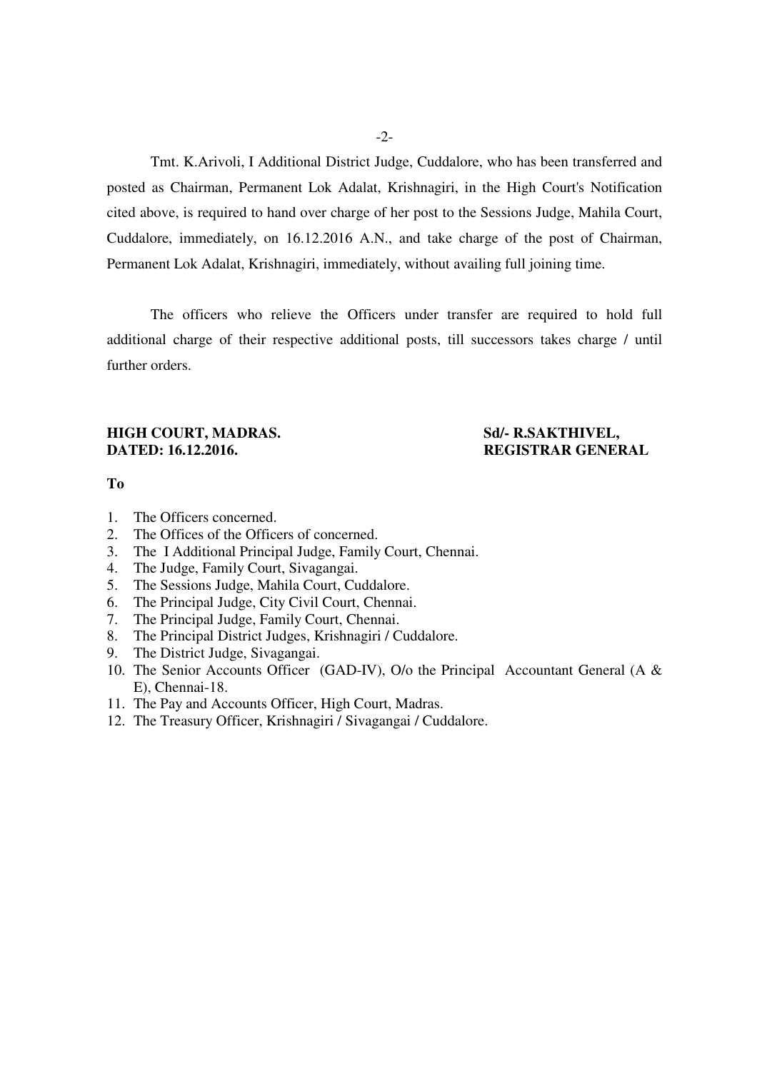Tmt. K.Arivoli, I Additional District Judge, Cuddalore, who has been transferred and posted as Chairman, Permanent Lok Adalat, Krishnagiri, in the High Court's Notification cited above, is required to hand over charge of her post to the Sessions Judge, Mahila Court, Cuddalore, immediately, on 16.12.2016 A.N., and take charge of the post of Chairman, Permanent Lok Adalat, Krishnagiri, immediately, without availing full joining time.

The officers who relieve the Officers under transfer are required to hold full additional charge of their respective additional posts, till successors takes charge / until further orders.

**HIGH COURT, MADRAS.**
**DATED: 16.12.2016.**

**Sd/- R.SAKTHIVEL,**
**REGISTRAR GENERAL**

**To**

1. The Officers concerned.
2. The Offices of the Officers of concerned.
3. The I Additional Principal Judge, Family Court, Chennai.
4. The Judge, Family Court, Sivagangai.
5. The Sessions Judge, Mahila Court, Cuddalore.
6. The Principal Judge, City Civil Court, Chennai.
7. The Principal Judge, Family Court, Chennai.
8. The Principal District Judges, Krishnagiri / Cuddalore.
9. The District Judge, Sivagangai.
10. The Senior Accounts Officer (GAD-IV), O/o the Principal Accountant General (A & E), Chennai-18.
11. The Pay and Accounts Officer, High Court, Madras.
12. The Treasury Officer, Krishnagiri / Sivagangai / Cuddalore.